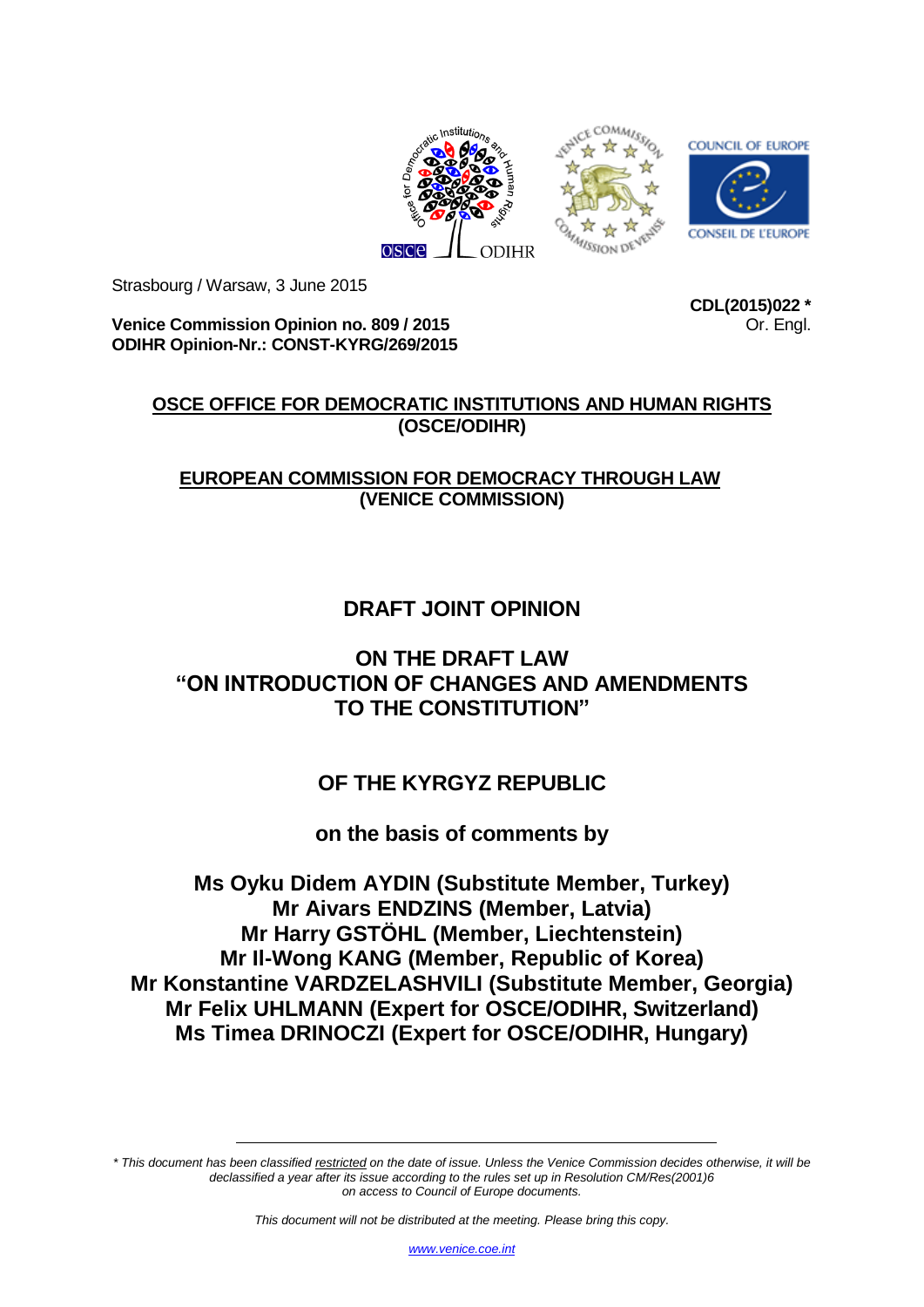Strasbourg / Warsaw, 3 June 2015

**Venice Commission Opinion no. 809 / 2015**
**ODIHR Opinion-Nr.: CONST-KYRG/269/2015**

**CDL(2015)022 ***
Or. Engl.

**OSCE OFFICE FOR DEMOCRATIC INSTITUTIONS AND HUMAN RIGHTS**
**(OSCE/ODIHR)**

**EUROPEAN COMMISSION FOR DEMOCRACY THROUGH LAW**
**(VENICE COMMISSION)**

# DRAFT JOINT OPINION

# ON THE DRAFT LAW "ON INTRODUCTION OF CHANGES AND AMENDMENTS TO THE CONSTITUTION"

# OF THE KYRGYZ REPUBLIC

**on the basis of comments by**

**Ms Oyku Didem AYDIN (Substitute Member, Turkey)**
**Mr Aivars ENDZINS (Member, Latvia)**
**Mr Harry GSTÖHL (Member, Liechtenstein)**
**Mr Il-Wong KANG (Member, Republic of Korea)**
**Mr Konstantine VARDZELASHVILI (Substitute Member, Georgia)**
**Mr Felix UHLMANN (Expert for OSCE/ODIHR, Switzerland)**
**Ms Timea DRINOCZI (Expert for OSCE/ODIHR, Hungary)**

---

*\* This document has been classified restricted on the date of issue. Unless the Venice Commission decides otherwise, it will be declassified a year after its issue according to the rules set up in Resolution CM/Res(2001)6 on access to Council of Europe documents.*

*This document will not be distributed at the meeting. Please bring this copy.*

www.venice.coe.int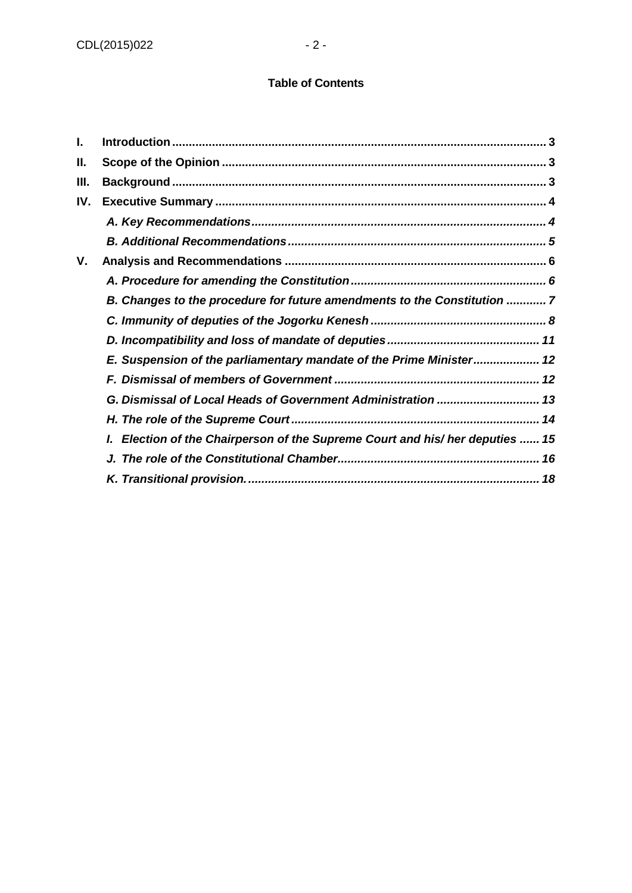**Table of Contents**

| | | |
|---|---|---|
| **I.** | **Introduction** | **3** |
| **II.** | **Scope of the Opinion** | **3** |
| **III.** | **Background** | **3** |
| **IV.** | **Executive Summary** | **4** |
| | ***A. Key Recommendations*** | ***4*** |
| | ***B. Additional Recommendations*** | ***5*** |
| **V.** | **Analysis and Recommendations** | **6** |
| | ***A. Procedure for amending the Constitution*** | ***6*** |
| | ***B. Changes to the procedure for future amendments to the Constitution*** | ***7*** |
| | ***C. Immunity of deputies of the Jogorku Kenesh*** | ***8*** |
| | ***D. Incompatibility and loss of mandate of deputies*** | ***11*** |
| | ***E. Suspension of the parliamentary mandate of the Prime Minister*** | ***12*** |
| | ***F. Dismissal of members of Government*** | ***12*** |
| | ***G. Dismissal of Local Heads of Government Administration*** | ***13*** |
| | ***H. The role of the Supreme Court*** | ***14*** |
| | ***I. Election of the Chairperson of the Supreme Court and his/ her deputies*** | ***15*** |
| | ***J. The role of the Constitutional Chamber*** | ***16*** |
| | ***K. Transitional provision.*** | ***18*** |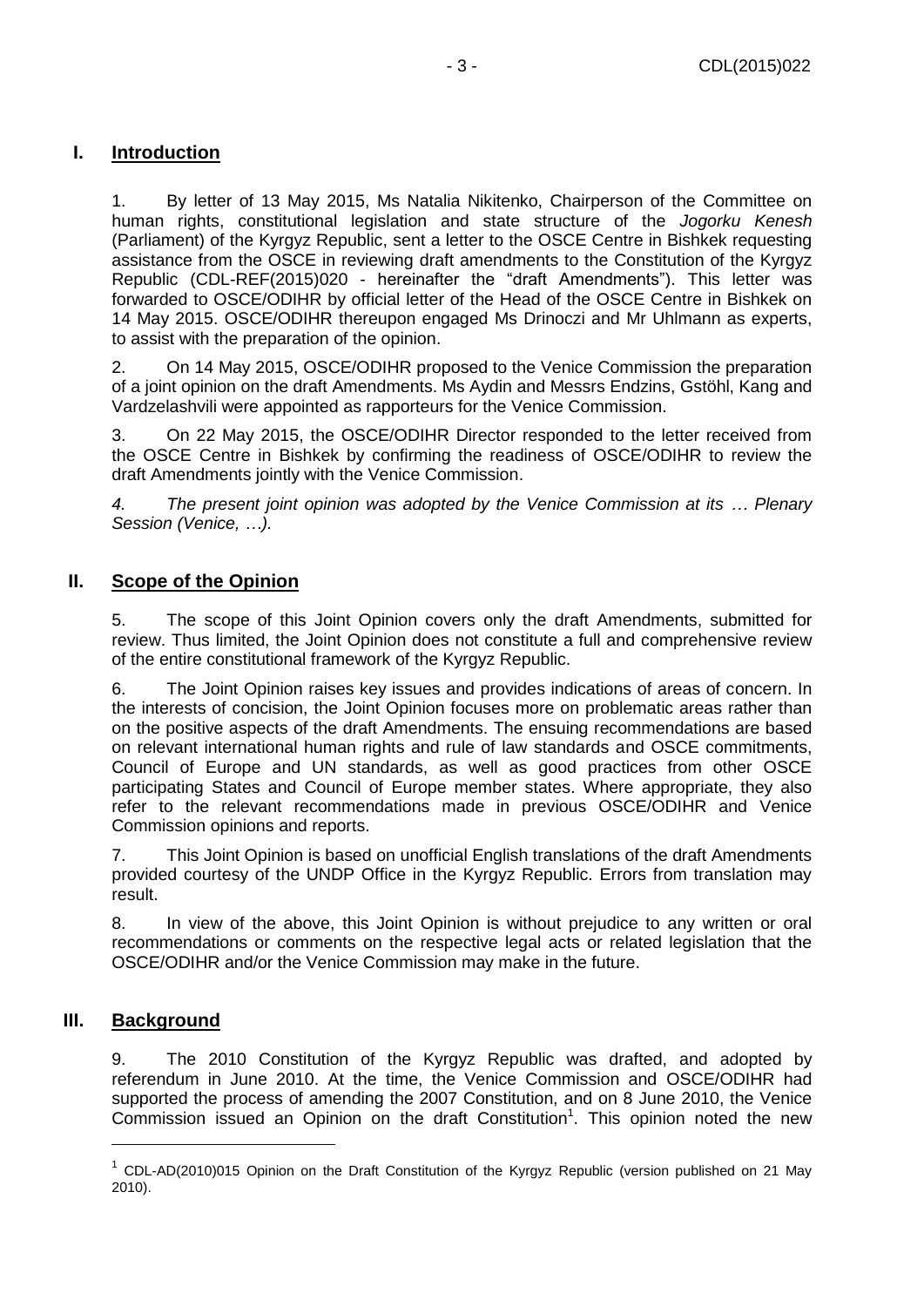## I. Introduction

1. By letter of 13 May 2015, Ms Natalia Nikitenko, Chairperson of the Committee on human rights, constitutional legislation and state structure of the *Jogorku Kenesh* (Parliament) of the Kyrgyz Republic, sent a letter to the OSCE Centre in Bishkek requesting assistance from the OSCE in reviewing draft amendments to the Constitution of the Kyrgyz Republic (CDL-REF(2015)020 - hereinafter the "draft Amendments"). This letter was forwarded to OSCE/ODIHR by official letter of the Head of the OSCE Centre in Bishkek on 14 May 2015. OSCE/ODIHR thereupon engaged Ms Drinoczi and Mr Uhlmann as experts, to assist with the preparation of the opinion.

2. On 14 May 2015, OSCE/ODIHR proposed to the Venice Commission the preparation of a joint opinion on the draft Amendments. Ms Aydin and Messrs Endzins, Gstöhl, Kang and Vardzelashvili were appointed as rapporteurs for the Venice Commission.

3. On 22 May 2015, the OSCE/ODIHR Director responded to the letter received from the OSCE Centre in Bishkek by confirming the readiness of OSCE/ODIHR to review the draft Amendments jointly with the Venice Commission.

*4. The present joint opinion was adopted by the Venice Commission at its … Plenary Session (Venice, …).*

## II. Scope of the Opinion

5. The scope of this Joint Opinion covers only the draft Amendments, submitted for review. Thus limited, the Joint Opinion does not constitute a full and comprehensive review of the entire constitutional framework of the Kyrgyz Republic.

6. The Joint Opinion raises key issues and provides indications of areas of concern. In the interests of concision, the Joint Opinion focuses more on problematic areas rather than on the positive aspects of the draft Amendments. The ensuing recommendations are based on relevant international human rights and rule of law standards and OSCE commitments, Council of Europe and UN standards, as well as good practices from other OSCE participating States and Council of Europe member states. Where appropriate, they also refer to the relevant recommendations made in previous OSCE/ODIHR and Venice Commission opinions and reports.

7. This Joint Opinion is based on unofficial English translations of the draft Amendments provided courtesy of the UNDP Office in the Kyrgyz Republic. Errors from translation may result.

8. In view of the above, this Joint Opinion is without prejudice to any written or oral recommendations or comments on the respective legal acts or related legislation that the OSCE/ODIHR and/or the Venice Commission may make in the future.

## III. Background

9. The 2010 Constitution of the Kyrgyz Republic was drafted, and adopted by referendum in June 2010. At the time, the Venice Commission and OSCE/ODIHR had supported the process of amending the 2007 Constitution, and on 8 June 2010, the Venice Commission issued an Opinion on the draft Constitution[1]. This opinion noted the new

[1] CDL-AD(2010)015 Opinion on the Draft Constitution of the Kyrgyz Republic (version published on 21 May 2010).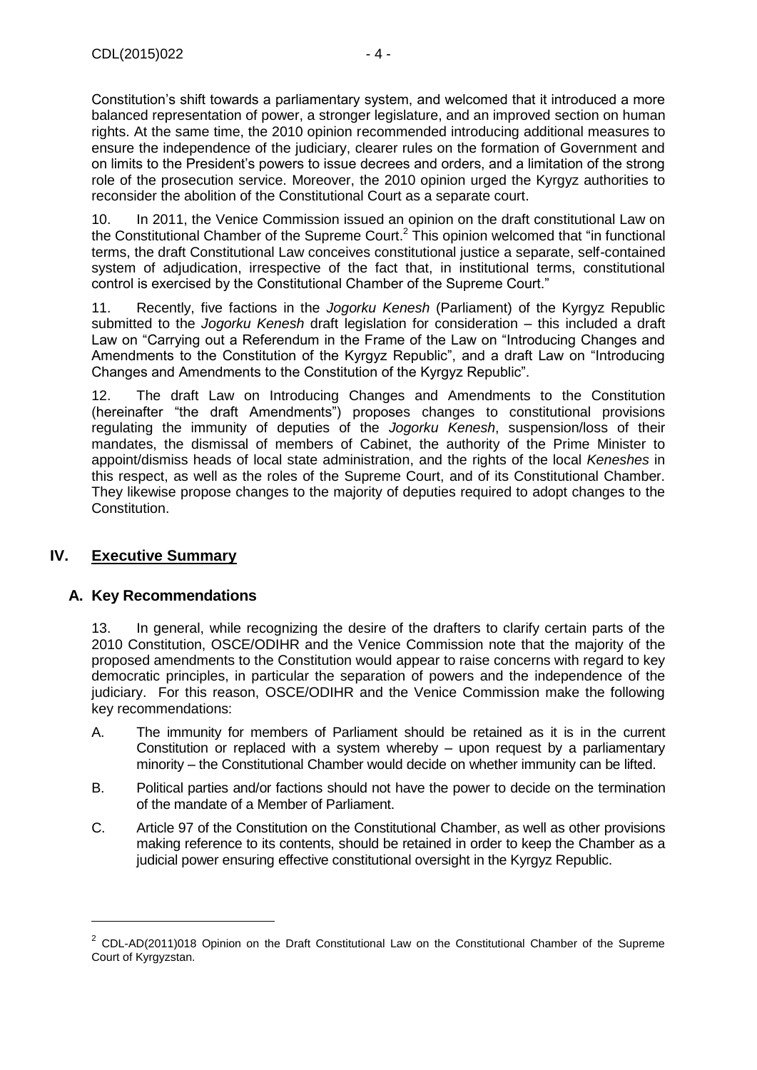Constitution's shift towards a parliamentary system, and welcomed that it introduced a more balanced representation of power, a stronger legislature, and an improved section on human rights. At the same time, the 2010 opinion recommended introducing additional measures to ensure the independence of the judiciary, clearer rules on the formation of Government and on limits to the President's powers to issue decrees and orders, and a limitation of the strong role of the prosecution service. Moreover, the 2010 opinion urged the Kyrgyz authorities to reconsider the abolition of the Constitutional Court as a separate court.

10. In 2011, the Venice Commission issued an opinion on the draft constitutional Law on the Constitutional Chamber of the Supreme Court.[2] This opinion welcomed that "in functional terms, the draft Constitutional Law conceives constitutional justice a separate, self-contained system of adjudication, irrespective of the fact that, in institutional terms, constitutional control is exercised by the Constitutional Chamber of the Supreme Court."

11. Recently, five factions in the *Jogorku Kenesh* (Parliament) of the Kyrgyz Republic submitted to the *Jogorku Kenesh* draft legislation for consideration – this included a draft Law on "Carrying out a Referendum in the Frame of the Law on "Introducing Changes and Amendments to the Constitution of the Kyrgyz Republic", and a draft Law on "Introducing Changes and Amendments to the Constitution of the Kyrgyz Republic".

12. The draft Law on Introducing Changes and Amendments to the Constitution (hereinafter "the draft Amendments") proposes changes to constitutional provisions regulating the immunity of deputies of the *Jogorku Kenesh*, suspension/loss of their mandates, the dismissal of members of Cabinet, the authority of the Prime Minister to appoint/dismiss heads of local state administration, and the rights of the local *Keneshes* in this respect, as well as the roles of the Supreme Court, and of its Constitutional Chamber. They likewise propose changes to the majority of deputies required to adopt changes to the Constitution.

## IV. Executive Summary

### A. Key Recommendations

13. In general, while recognizing the desire of the drafters to clarify certain parts of the 2010 Constitution, OSCE/ODIHR and the Venice Commission note that the majority of the proposed amendments to the Constitution would appear to raise concerns with regard to key democratic principles, in particular the separation of powers and the independence of the judiciary. For this reason, OSCE/ODIHR and the Venice Commission make the following key recommendations:

A. The immunity for members of Parliament should be retained as it is in the current Constitution or replaced with a system whereby – upon request by a parliamentary minority – the Constitutional Chamber would decide on whether immunity can be lifted.

B. Political parties and/or factions should not have the power to decide on the termination of the mandate of a Member of Parliament.

C. Article 97 of the Constitution on the Constitutional Chamber, as well as other provisions making reference to its contents, should be retained in order to keep the Chamber as a judicial power ensuring effective constitutional oversight in the Kyrgyz Republic.

---

[2] CDL-AD(2011)018 Opinion on the Draft Constitutional Law on the Constitutional Chamber of the Supreme Court of Kyrgyzstan.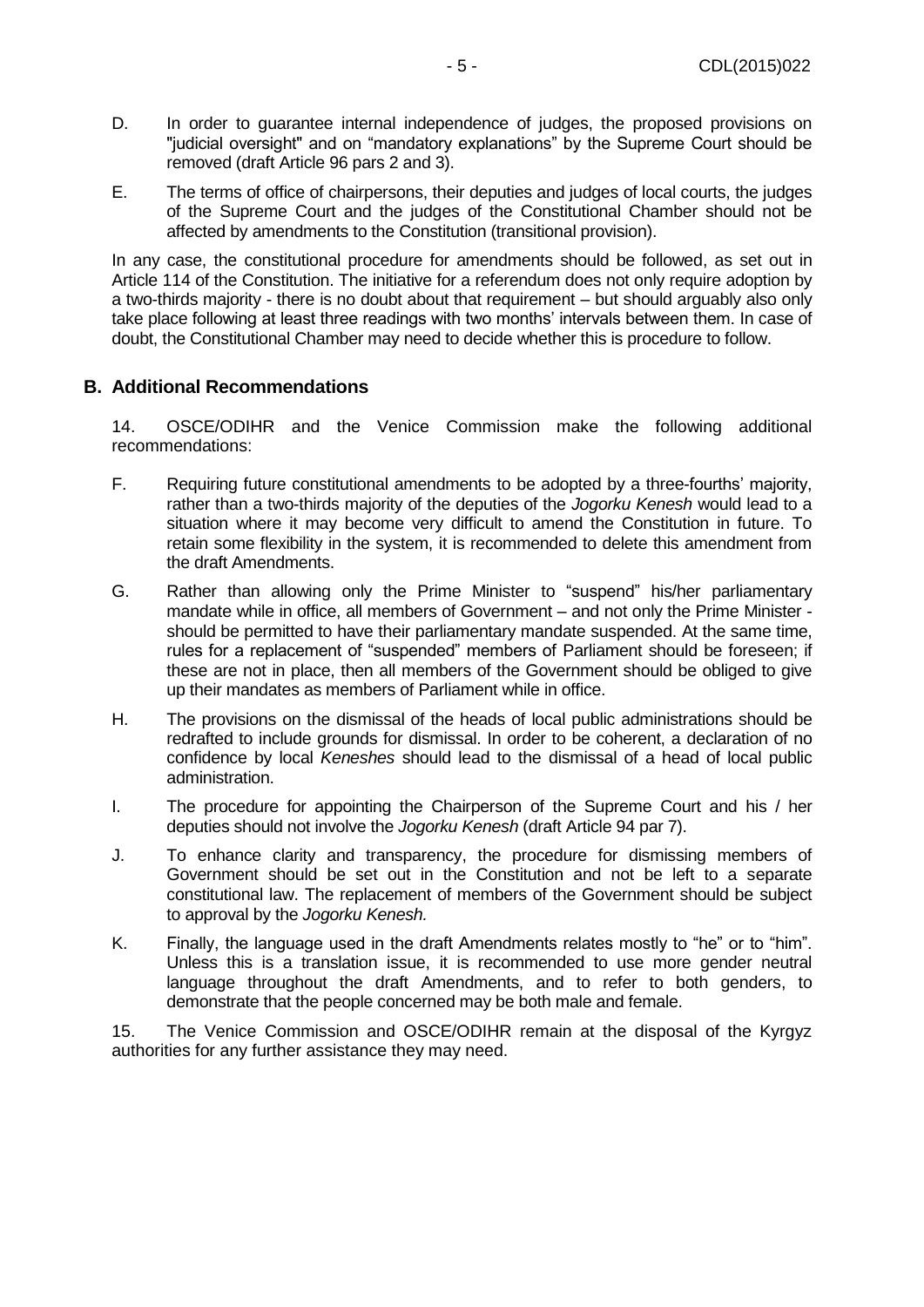D. In order to guarantee internal independence of judges, the proposed provisions on "judicial oversight" and on "mandatory explanations" by the Supreme Court should be removed (draft Article 96 pars 2 and 3).

E. The terms of office of chairpersons, their deputies and judges of local courts, the judges of the Supreme Court and the judges of the Constitutional Chamber should not be affected by amendments to the Constitution (transitional provision).

In any case, the constitutional procedure for amendments should be followed, as set out in Article 114 of the Constitution. The initiative for a referendum does not only require adoption by a two-thirds majority - there is no doubt about that requirement – but should arguably also only take place following at least three readings with two months' intervals between them. In case of doubt, the Constitutional Chamber may need to decide whether this is procedure to follow.

## B. Additional Recommendations

14. OSCE/ODIHR and the Venice Commission make the following additional recommendations:

F. Requiring future constitutional amendments to be adopted by a three-fourths' majority, rather than a two-thirds majority of the deputies of the *Jogorku Kenesh* would lead to a situation where it may become very difficult to amend the Constitution in future. To retain some flexibility in the system, it is recommended to delete this amendment from the draft Amendments.

G. Rather than allowing only the Prime Minister to "suspend" his/her parliamentary mandate while in office, all members of Government – and not only the Prime Minister - should be permitted to have their parliamentary mandate suspended. At the same time, rules for a replacement of "suspended" members of Parliament should be foreseen; if these are not in place, then all members of the Government should be obliged to give up their mandates as members of Parliament while in office.

H. The provisions on the dismissal of the heads of local public administrations should be redrafted to include grounds for dismissal. In order to be coherent, a declaration of no confidence by local *Keneshes* should lead to the dismissal of a head of local public administration.

I. The procedure for appointing the Chairperson of the Supreme Court and his / her deputies should not involve the *Jogorku Kenesh* (draft Article 94 par 7).

J. To enhance clarity and transparency, the procedure for dismissing members of Government should be set out in the Constitution and not be left to a separate constitutional law. The replacement of members of the Government should be subject to approval by the *Jogorku Kenesh.*

K. Finally, the language used in the draft Amendments relates mostly to "he" or to "him". Unless this is a translation issue, it is recommended to use more gender neutral language throughout the draft Amendments, and to refer to both genders, to demonstrate that the people concerned may be both male and female.

15. The Venice Commission and OSCE/ODIHR remain at the disposal of the Kyrgyz authorities for any further assistance they may need.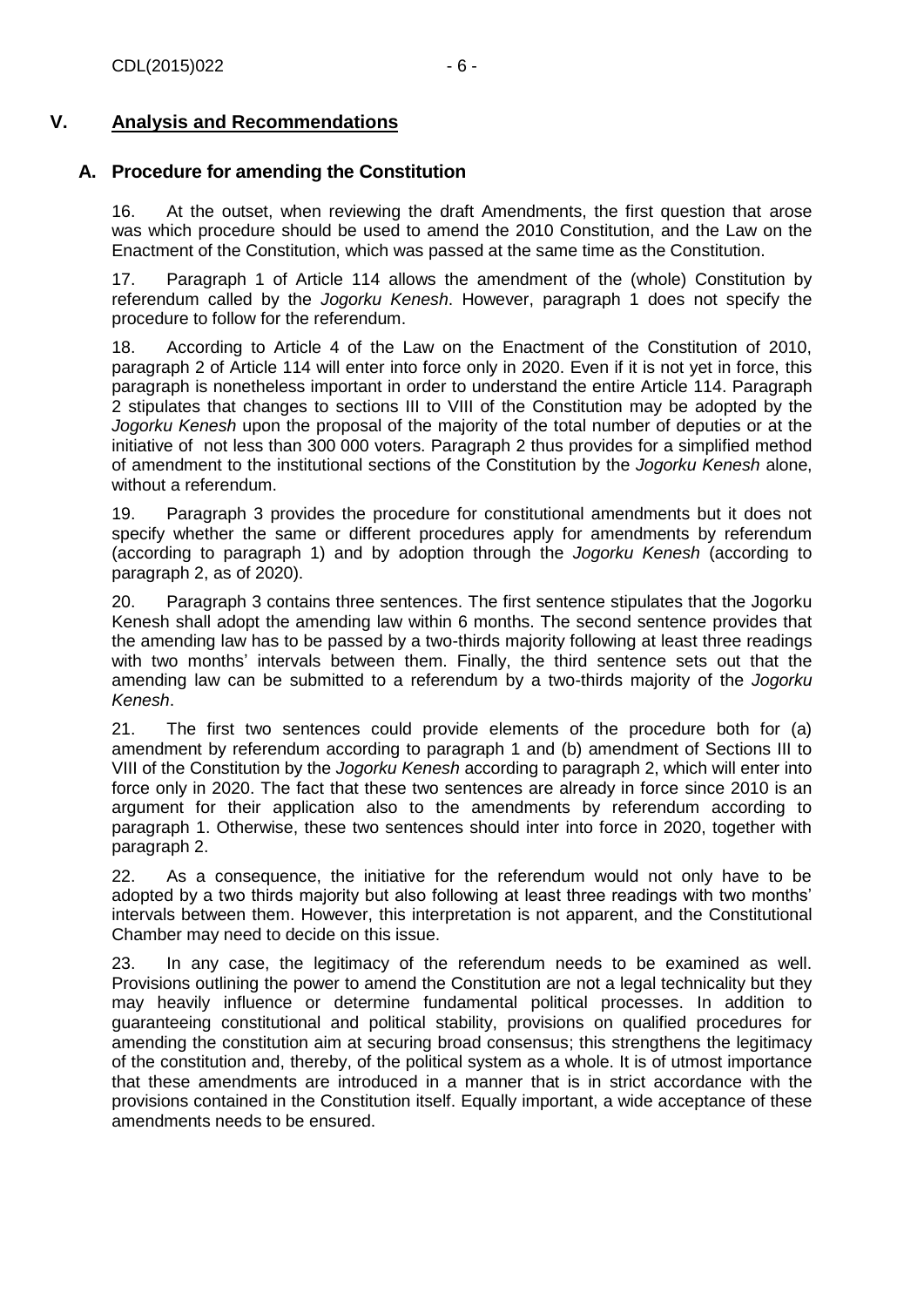## V. Analysis and Recommendations

### A. Procedure for amending the Constitution

16. At the outset, when reviewing the draft Amendments, the first question that arose was which procedure should be used to amend the 2010 Constitution, and the Law on the Enactment of the Constitution, which was passed at the same time as the Constitution.

17. Paragraph 1 of Article 114 allows the amendment of the (whole) Constitution by referendum called by the *Jogorku Kenesh*. However, paragraph 1 does not specify the procedure to follow for the referendum.

18. According to Article 4 of the Law on the Enactment of the Constitution of 2010, paragraph 2 of Article 114 will enter into force only in 2020. Even if it is not yet in force, this paragraph is nonetheless important in order to understand the entire Article 114. Paragraph 2 stipulates that changes to sections III to VIII of the Constitution may be adopted by the *Jogorku Kenesh* upon the proposal of the majority of the total number of deputies or at the initiative of not less than 300 000 voters. Paragraph 2 thus provides for a simplified method of amendment to the institutional sections of the Constitution by the *Jogorku Kenesh* alone, without a referendum.

19. Paragraph 3 provides the procedure for constitutional amendments but it does not specify whether the same or different procedures apply for amendments by referendum (according to paragraph 1) and by adoption through the *Jogorku Kenesh* (according to paragraph 2, as of 2020).

20. Paragraph 3 contains three sentences. The first sentence stipulates that the Jogorku Kenesh shall adopt the amending law within 6 months. The second sentence provides that the amending law has to be passed by a two-thirds majority following at least three readings with two months' intervals between them. Finally, the third sentence sets out that the amending law can be submitted to a referendum by a two-thirds majority of the *Jogorku Kenesh*.

21. The first two sentences could provide elements of the procedure both for (a) amendment by referendum according to paragraph 1 and (b) amendment of Sections III to VIII of the Constitution by the *Jogorku Kenesh* according to paragraph 2, which will enter into force only in 2020. The fact that these two sentences are already in force since 2010 is an argument for their application also to the amendments by referendum according to paragraph 1. Otherwise, these two sentences should inter into force in 2020, together with paragraph 2.

22. As a consequence, the initiative for the referendum would not only have to be adopted by a two thirds majority but also following at least three readings with two months' intervals between them. However, this interpretation is not apparent, and the Constitutional Chamber may need to decide on this issue.

23. In any case, the legitimacy of the referendum needs to be examined as well. Provisions outlining the power to amend the Constitution are not a legal technicality but they may heavily influence or determine fundamental political processes. In addition to guaranteeing constitutional and political stability, provisions on qualified procedures for amending the constitution aim at securing broad consensus; this strengthens the legitimacy of the constitution and, thereby, of the political system as a whole. It is of utmost importance that these amendments are introduced in a manner that is in strict accordance with the provisions contained in the Constitution itself. Equally important, a wide acceptance of these amendments needs to be ensured.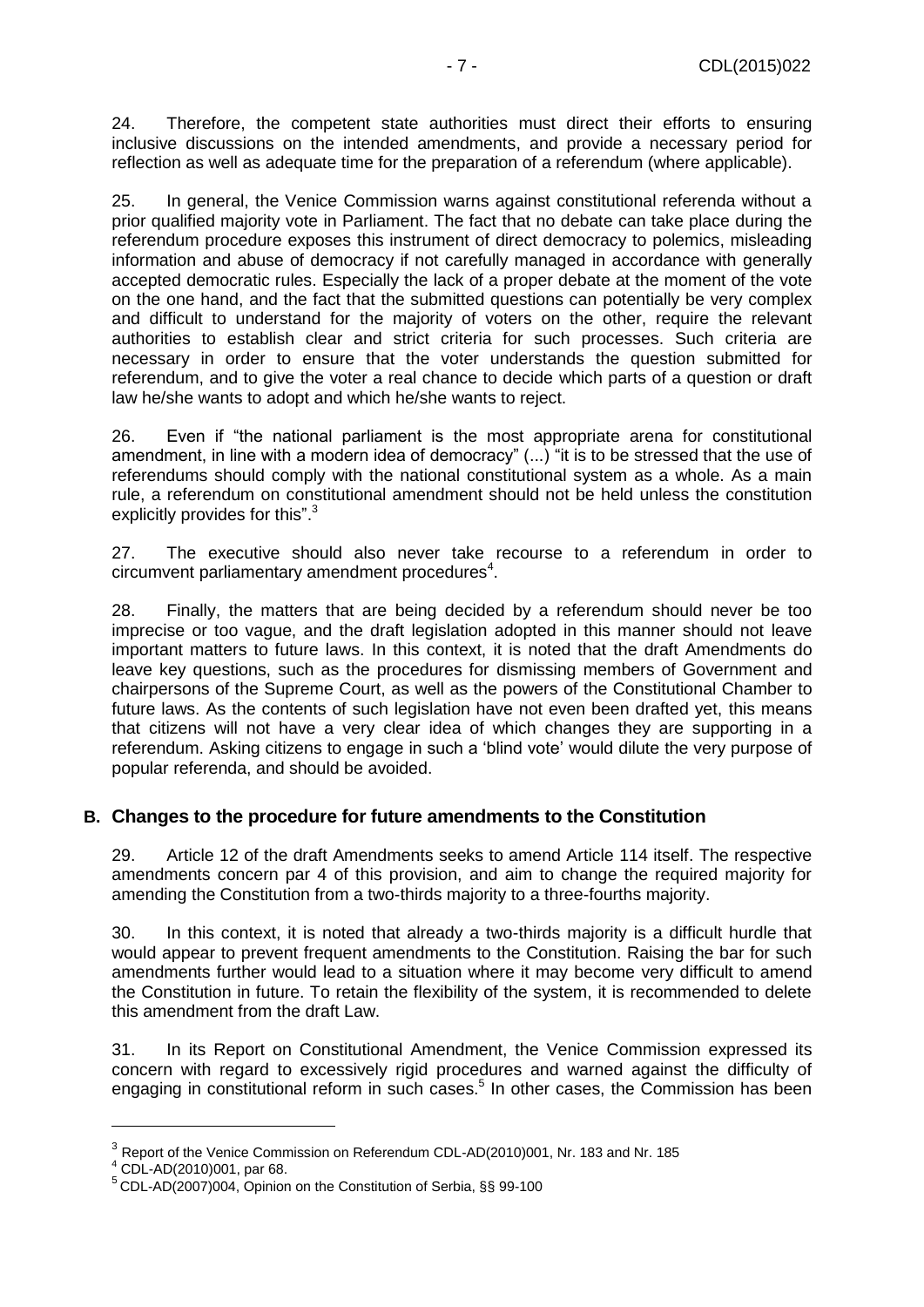24. Therefore, the competent state authorities must direct their efforts to ensuring inclusive discussions on the intended amendments, and provide a necessary period for reflection as well as adequate time for the preparation of a referendum (where applicable).

25. In general, the Venice Commission warns against constitutional referenda without a prior qualified majority vote in Parliament. The fact that no debate can take place during the referendum procedure exposes this instrument of direct democracy to polemics, misleading information and abuse of democracy if not carefully managed in accordance with generally accepted democratic rules. Especially the lack of a proper debate at the moment of the vote on the one hand, and the fact that the submitted questions can potentially be very complex and difficult to understand for the majority of voters on the other, require the relevant authorities to establish clear and strict criteria for such processes. Such criteria are necessary in order to ensure that the voter understands the question submitted for referendum, and to give the voter a real chance to decide which parts of a question or draft law he/she wants to adopt and which he/she wants to reject.

26. Even if "the national parliament is the most appropriate arena for constitutional amendment, in line with a modern idea of democracy" (...) "it is to be stressed that the use of referendums should comply with the national constitutional system as a whole. As a main rule, a referendum on constitutional amendment should not be held unless the constitution explicitly provides for this".[3]

27. The executive should also never take recourse to a referendum in order to circumvent parliamentary amendment procedures[4].

28. Finally, the matters that are being decided by a referendum should never be too imprecise or too vague, and the draft legislation adopted in this manner should not leave important matters to future laws. In this context, it is noted that the draft Amendments do leave key questions, such as the procedures for dismissing members of Government and chairpersons of the Supreme Court, as well as the powers of the Constitutional Chamber to future laws. As the contents of such legislation have not even been drafted yet, this means that citizens will not have a very clear idea of which changes they are supporting in a referendum. Asking citizens to engage in such a 'blind vote' would dilute the very purpose of popular referenda, and should be avoided.

## B. Changes to the procedure for future amendments to the Constitution

29. Article 12 of the draft Amendments seeks to amend Article 114 itself. The respective amendments concern par 4 of this provision, and aim to change the required majority for amending the Constitution from a two-thirds majority to a three-fourths majority.

30. In this context, it is noted that already a two-thirds majority is a difficult hurdle that would appear to prevent frequent amendments to the Constitution. Raising the bar for such amendments further would lead to a situation where it may become very difficult to amend the Constitution in future. To retain the flexibility of the system, it is recommended to delete this amendment from the draft Law.

31. In its Report on Constitutional Amendment, the Venice Commission expressed its concern with regard to excessively rigid procedures and warned against the difficulty of engaging in constitutional reform in such cases.[5] In other cases, the Commission has been

---

[3] Report of the Venice Commission on Referendum CDL-AD(2010)001, Nr. 183 and Nr. 185

[4] CDL-AD(2010)001, par 68.

[5] CDL-AD(2007)004, Opinion on the Constitution of Serbia, §§ 99-100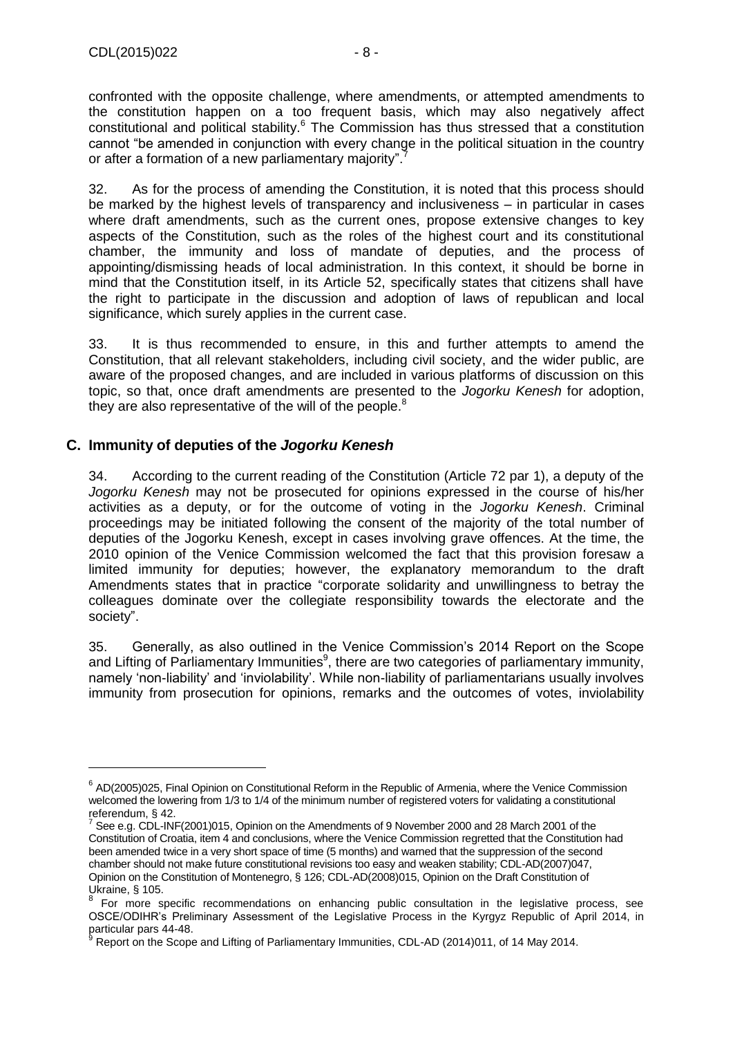confronted with the opposite challenge, where amendments, or attempted amendments to the constitution happen on a too frequent basis, which may also negatively affect constitutional and political stability.[6] The Commission has thus stressed that a constitution cannot "be amended in conjunction with every change in the political situation in the country or after a formation of a new parliamentary majority".[7]

32. As for the process of amending the Constitution, it is noted that this process should be marked by the highest levels of transparency and inclusiveness – in particular in cases where draft amendments, such as the current ones, propose extensive changes to key aspects of the Constitution, such as the roles of the highest court and its constitutional chamber, the immunity and loss of mandate of deputies, and the process of appointing/dismissing heads of local administration. In this context, it should be borne in mind that the Constitution itself, in its Article 52, specifically states that citizens shall have the right to participate in the discussion and adoption of laws of republican and local significance, which surely applies in the current case.

33. It is thus recommended to ensure, in this and further attempts to amend the Constitution, that all relevant stakeholders, including civil society, and the wider public, are aware of the proposed changes, and are included in various platforms of discussion on this topic, so that, once draft amendments are presented to the *Jogorku Kenesh* for adoption, they are also representative of the will of the people.[8]

## C. Immunity of deputies of the *Jogorku Kenesh*

34. According to the current reading of the Constitution (Article 72 par 1), a deputy of the *Jogorku Kenesh* may not be prosecuted for opinions expressed in the course of his/her activities as a deputy, or for the outcome of voting in the *Jogorku Kenesh*. Criminal proceedings may be initiated following the consent of the majority of the total number of deputies of the Jogorku Kenesh, except in cases involving grave offences. At the time, the 2010 opinion of the Venice Commission welcomed the fact that this provision foresaw a limited immunity for deputies; however, the explanatory memorandum to the draft Amendments states that in practice "corporate solidarity and unwillingness to betray the colleagues dominate over the collegiate responsibility towards the electorate and the society".

35. Generally, as also outlined in the Venice Commission's 2014 Report on the Scope and Lifting of Parliamentary Immunities[9], there are two categories of parliamentary immunity, namely 'non-liability' and 'inviolability'. While non-liability of parliamentarians usually involves immunity from prosecution for opinions, remarks and the outcomes of votes, inviolability

---

[6] AD(2005)025, Final Opinion on Constitutional Reform in the Republic of Armenia, where the Venice Commission welcomed the lowering from 1/3 to 1/4 of the minimum number of registered voters for validating a constitutional referendum, § 42.

[7] See e.g. CDL-INF(2001)015, Opinion on the Amendments of 9 November 2000 and 28 March 2001 of the Constitution of Croatia, item 4 and conclusions, where the Venice Commission regretted that the Constitution had been amended twice in a very short space of time (5 months) and warned that the suppression of the second chamber should not make future constitutional revisions too easy and weaken stability; CDL-AD(2007)047, Opinion on the Constitution of Montenegro, § 126; CDL-AD(2008)015, Opinion on the Draft Constitution of Ukraine, § 105.

[8] For more specific recommendations on enhancing public consultation in the legislative process, see OSCE/ODIHR's Preliminary Assessment of the Legislative Process in the Kyrgyz Republic of April 2014, in particular pars 44-48.

[9] Report on the Scope and Lifting of Parliamentary Immunities, CDL-AD (2014)011, of 14 May 2014.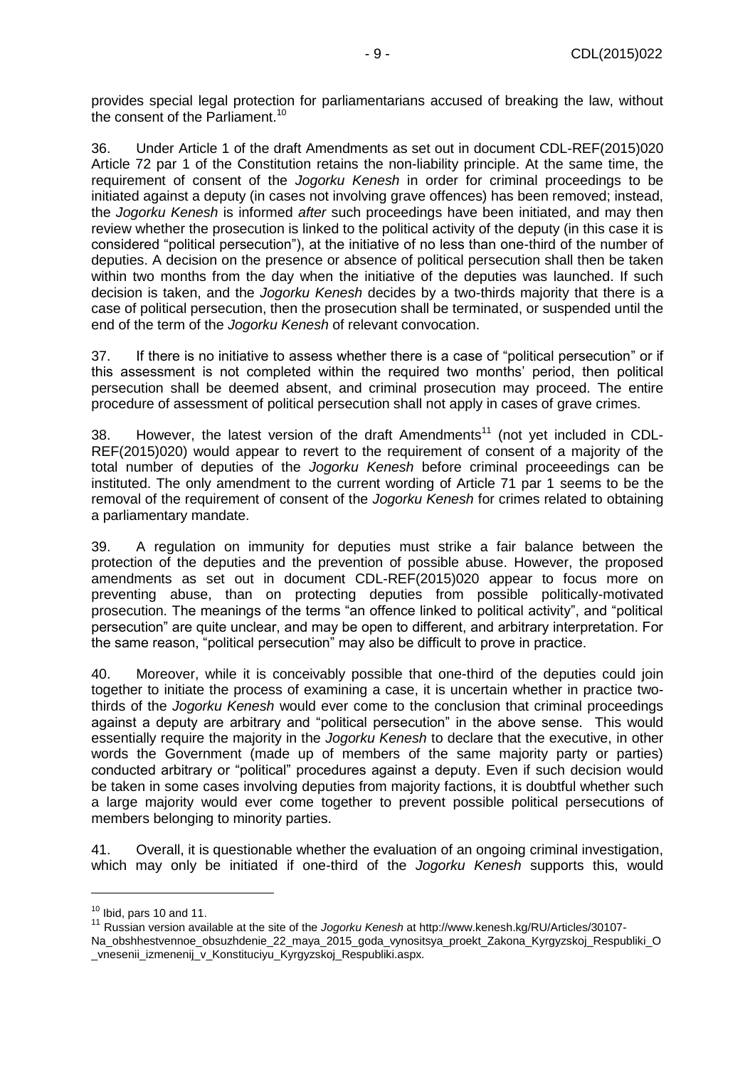provides special legal protection for parliamentarians accused of breaking the law, without the consent of the Parliament.[10]

36. Under Article 1 of the draft Amendments as set out in document CDL-REF(2015)020 Article 72 par 1 of the Constitution retains the non-liability principle. At the same time, the requirement of consent of the *Jogorku Kenesh* in order for criminal proceedings to be initiated against a deputy (in cases not involving grave offences) has been removed; instead, the *Jogorku Kenesh* is informed *after* such proceedings have been initiated, and may then review whether the prosecution is linked to the political activity of the deputy (in this case it is considered "political persecution"), at the initiative of no less than one-third of the number of deputies. A decision on the presence or absence of political persecution shall then be taken within two months from the day when the initiative of the deputies was launched. If such decision is taken, and the *Jogorku Kenesh* decides by a two-thirds majority that there is a case of political persecution, then the prosecution shall be terminated, or suspended until the end of the term of the *Jogorku Kenesh* of relevant convocation.

37. If there is no initiative to assess whether there is a case of "political persecution" or if this assessment is not completed within the required two months' period, then political persecution shall be deemed absent, and criminal prosecution may proceed. The entire procedure of assessment of political persecution shall not apply in cases of grave crimes.

38. However, the latest version of the draft Amendments[11] (not yet included in CDL-REF(2015)020) would appear to revert to the requirement of consent of a majority of the total number of deputies of the *Jogorku Kenesh* before criminal proceeedings can be instituted. The only amendment to the current wording of Article 71 par 1 seems to be the removal of the requirement of consent of the *Jogorku Kenesh* for crimes related to obtaining a parliamentary mandate.

39. A regulation on immunity for deputies must strike a fair balance between the protection of the deputies and the prevention of possible abuse. However, the proposed amendments as set out in document CDL-REF(2015)020 appear to focus more on preventing abuse, than on protecting deputies from possible politically-motivated prosecution. The meanings of the terms "an offence linked to political activity", and "political persecution" are quite unclear, and may be open to different, and arbitrary interpretation. For the same reason, "political persecution" may also be difficult to prove in practice.

40. Moreover, while it is conceivably possible that one-third of the deputies could join together to initiate the process of examining a case, it is uncertain whether in practice two-thirds of the *Jogorku Kenesh* would ever come to the conclusion that criminal proceedings against a deputy are arbitrary and "political persecution" in the above sense. This would essentially require the majority in the *Jogorku Kenesh* to declare that the executive, in other words the Government (made up of members of the same majority party or parties) conducted arbitrary or "political" procedures against a deputy. Even if such decision would be taken in some cases involving deputies from majority factions, it is doubtful whether such a large majority would ever come together to prevent possible political persecutions of members belonging to minority parties.

41. Overall, it is questionable whether the evaluation of an ongoing criminal investigation, which may only be initiated if one-third of the *Jogorku Kenesh* supports this, would

---

[10] Ibid, pars 10 and 11.

[11] Russian version available at the site of the *Jogorku Kenesh* at http://www.kenesh.kg/RU/Articles/30107-Na_obshhestvennoe_obsuzhdenie_22_maya_2015_goda_vynositsya_proekt_Zakona_Kyrgyzskoj_Respubliki_O_vnesenii_izmenenij_v_Konstituciyu_Kyrgyzskoj_Respubliki.aspx.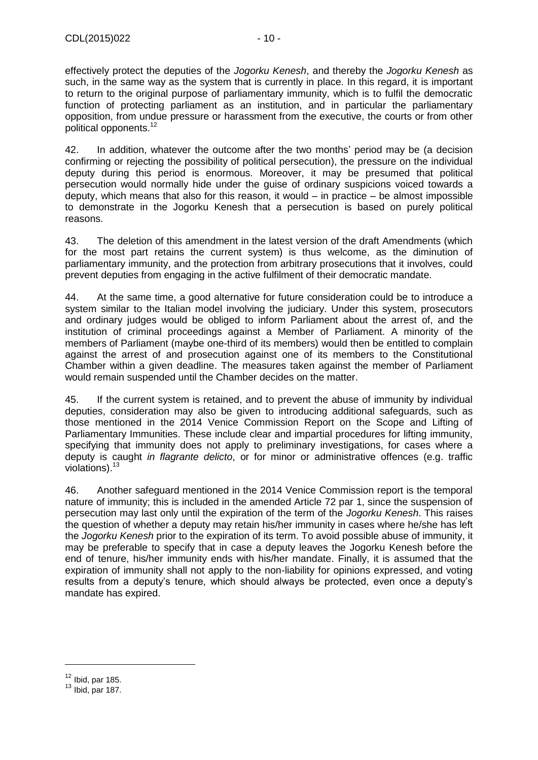effectively protect the deputies of the *Jogorku Kenesh*, and thereby the *Jogorku Kenesh* as such, in the same way as the system that is currently in place. In this regard, it is important to return to the original purpose of parliamentary immunity, which is to fulfil the democratic function of protecting parliament as an institution, and in particular the parliamentary opposition, from undue pressure or harassment from the executive, the courts or from other political opponents.[12]

42. In addition, whatever the outcome after the two months' period may be (a decision confirming or rejecting the possibility of political persecution), the pressure on the individual deputy during this period is enormous. Moreover, it may be presumed that political persecution would normally hide under the guise of ordinary suspicions voiced towards a deputy, which means that also for this reason, it would – in practice – be almost impossible to demonstrate in the Jogorku Kenesh that a persecution is based on purely political reasons.

43. The deletion of this amendment in the latest version of the draft Amendments (which for the most part retains the current system) is thus welcome, as the diminution of parliamentary immunity, and the protection from arbitrary prosecutions that it involves, could prevent deputies from engaging in the active fulfilment of their democratic mandate.

44. At the same time, a good alternative for future consideration could be to introduce a system similar to the Italian model involving the judiciary. Under this system, prosecutors and ordinary judges would be obliged to inform Parliament about the arrest of, and the institution of criminal proceedings against a Member of Parliament. A minority of the members of Parliament (maybe one-third of its members) would then be entitled to complain against the arrest of and prosecution against one of its members to the Constitutional Chamber within a given deadline. The measures taken against the member of Parliament would remain suspended until the Chamber decides on the matter.

45. If the current system is retained, and to prevent the abuse of immunity by individual deputies, consideration may also be given to introducing additional safeguards, such as those mentioned in the 2014 Venice Commission Report on the Scope and Lifting of Parliamentary Immunities. These include clear and impartial procedures for lifting immunity, specifying that immunity does not apply to preliminary investigations, for cases where a deputy is caught *in flagrante delicto*, or for minor or administrative offences (e.g. traffic violations).[13]

46. Another safeguard mentioned in the 2014 Venice Commission report is the temporal nature of immunity; this is included in the amended Article 72 par 1, since the suspension of persecution may last only until the expiration of the term of the *Jogorku Kenesh*. This raises the question of whether a deputy may retain his/her immunity in cases where he/she has left the *Jogorku Kenesh* prior to the expiration of its term. To avoid possible abuse of immunity, it may be preferable to specify that in case a deputy leaves the Jogorku Kenesh before the end of tenure, his/her immunity ends with his/her mandate. Finally, it is assumed that the expiration of immunity shall not apply to the non-liability for opinions expressed, and voting results from a deputy's tenure, which should always be protected, even once a deputy's mandate has expired.

---

[12] Ibid, par 185.

[13] Ibid, par 187.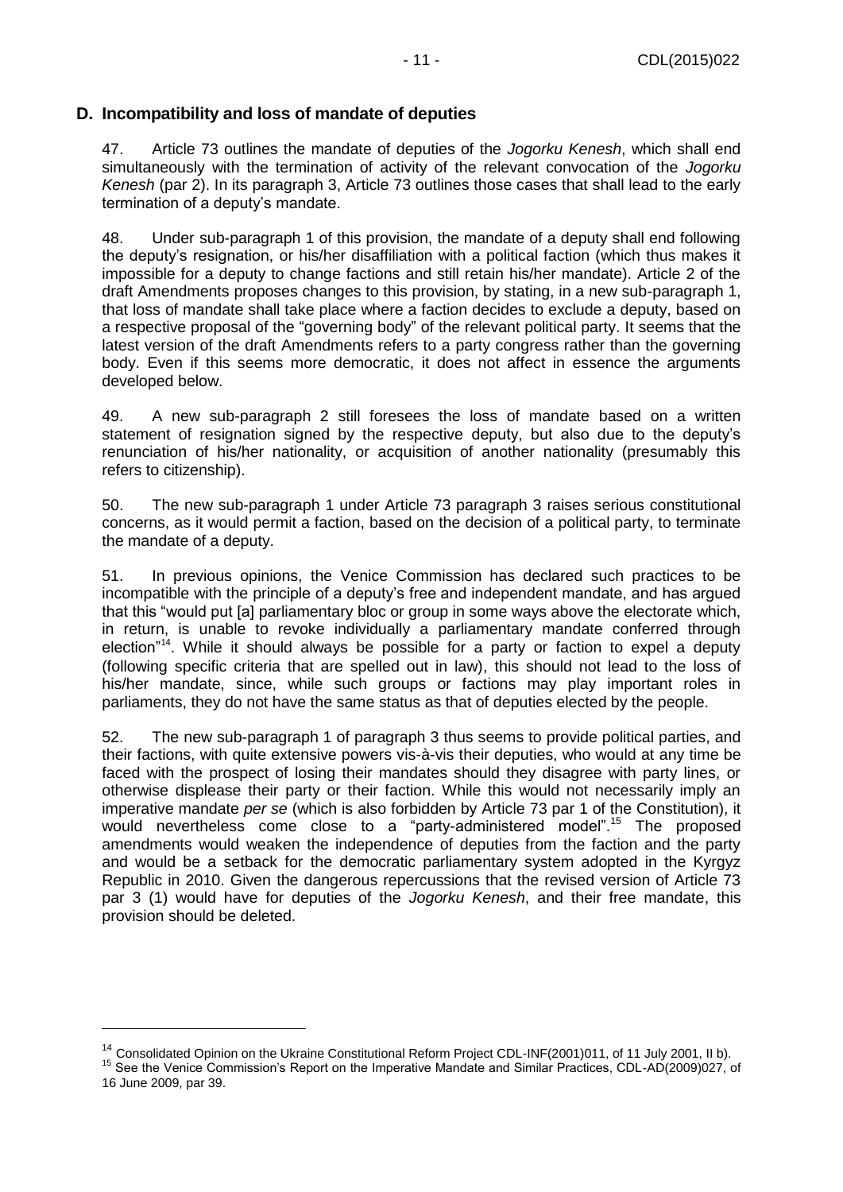## D. Incompatibility and loss of mandate of deputies

47. Article 73 outlines the mandate of deputies of the *Jogorku Kenesh*, which shall end simultaneously with the termination of activity of the relevant convocation of the *Jogorku Kenesh* (par 2). In its paragraph 3, Article 73 outlines those cases that shall lead to the early termination of a deputy's mandate.

48. Under sub-paragraph 1 of this provision, the mandate of a deputy shall end following the deputy's resignation, or his/her disaffiliation with a political faction (which thus makes it impossible for a deputy to change factions and still retain his/her mandate). Article 2 of the draft Amendments proposes changes to this provision, by stating, in a new sub-paragraph 1, that loss of mandate shall take place where a faction decides to exclude a deputy, based on a respective proposal of the "governing body" of the relevant political party. It seems that the latest version of the draft Amendments refers to a party congress rather than the governing body. Even if this seems more democratic, it does not affect in essence the arguments developed below.

49. A new sub-paragraph 2 still foresees the loss of mandate based on a written statement of resignation signed by the respective deputy, but also due to the deputy's renunciation of his/her nationality, or acquisition of another nationality (presumably this refers to citizenship).

50. The new sub-paragraph 1 under Article 73 paragraph 3 raises serious constitutional concerns, as it would permit a faction, based on the decision of a political party, to terminate the mandate of a deputy.

51. In previous opinions, the Venice Commission has declared such practices to be incompatible with the principle of a deputy's free and independent mandate, and has argued that this "would put [a] parliamentary bloc or group in some ways above the electorate which, in return, is unable to revoke individually a parliamentary mandate conferred through election"[14]. While it should always be possible for a party or faction to expel a deputy (following specific criteria that are spelled out in law), this should not lead to the loss of his/her mandate, since, while such groups or factions may play important roles in parliaments, they do not have the same status as that of deputies elected by the people.

52. The new sub-paragraph 1 of paragraph 3 thus seems to provide political parties, and their factions, with quite extensive powers vis-à-vis their deputies, who would at any time be faced with the prospect of losing their mandates should they disagree with party lines, or otherwise displease their party or their faction. While this would not necessarily imply an imperative mandate *per se* (which is also forbidden by Article 73 par 1 of the Constitution), it would nevertheless come close to a "party-administered model".[15] The proposed amendments would weaken the independence of deputies from the faction and the party and would be a setback for the democratic parliamentary system adopted in the Kyrgyz Republic in 2010. Given the dangerous repercussions that the revised version of Article 73 par 3 (1) would have for deputies of the *Jogorku Kenesh*, and their free mandate, this provision should be deleted.

---

[14] Consolidated Opinion on the Ukraine Constitutional Reform Project CDL-INF(2001)011, of 11 July 2001, II b).

[15] See the Venice Commission's Report on the Imperative Mandate and Similar Practices, CDL-AD(2009)027, of 16 June 2009, par 39.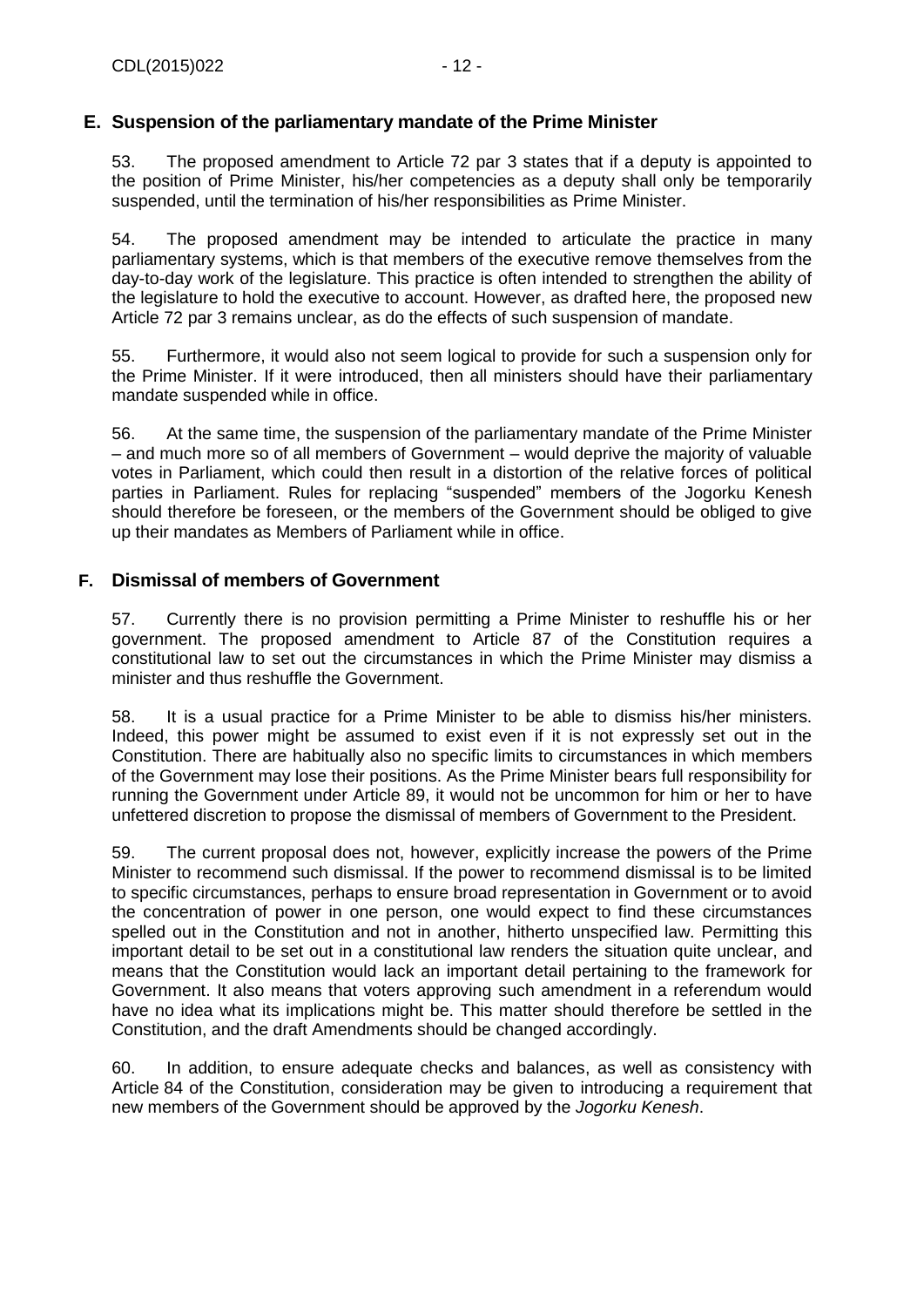## E. Suspension of the parliamentary mandate of the Prime Minister

53. The proposed amendment to Article 72 par 3 states that if a deputy is appointed to the position of Prime Minister, his/her competencies as a deputy shall only be temporarily suspended, until the termination of his/her responsibilities as Prime Minister.

54. The proposed amendment may be intended to articulate the practice in many parliamentary systems, which is that members of the executive remove themselves from the day-to-day work of the legislature. This practice is often intended to strengthen the ability of the legislature to hold the executive to account. However, as drafted here, the proposed new Article 72 par 3 remains unclear, as do the effects of such suspension of mandate.

55. Furthermore, it would also not seem logical to provide for such a suspension only for the Prime Minister. If it were introduced, then all ministers should have their parliamentary mandate suspended while in office.

56. At the same time, the suspension of the parliamentary mandate of the Prime Minister – and much more so of all members of Government – would deprive the majority of valuable votes in Parliament, which could then result in a distortion of the relative forces of political parties in Parliament. Rules for replacing "suspended" members of the Jogorku Kenesh should therefore be foreseen, or the members of the Government should be obliged to give up their mandates as Members of Parliament while in office.

## F. Dismissal of members of Government

57. Currently there is no provision permitting a Prime Minister to reshuffle his or her government. The proposed amendment to Article 87 of the Constitution requires a constitutional law to set out the circumstances in which the Prime Minister may dismiss a minister and thus reshuffle the Government.

58. It is a usual practice for a Prime Minister to be able to dismiss his/her ministers. Indeed, this power might be assumed to exist even if it is not expressly set out in the Constitution. There are habitually also no specific limits to circumstances in which members of the Government may lose their positions. As the Prime Minister bears full responsibility for running the Government under Article 89, it would not be uncommon for him or her to have unfettered discretion to propose the dismissal of members of Government to the President.

59. The current proposal does not, however, explicitly increase the powers of the Prime Minister to recommend such dismissal. If the power to recommend dismissal is to be limited to specific circumstances, perhaps to ensure broad representation in Government or to avoid the concentration of power in one person, one would expect to find these circumstances spelled out in the Constitution and not in another, hitherto unspecified law. Permitting this important detail to be set out in a constitutional law renders the situation quite unclear, and means that the Constitution would lack an important detail pertaining to the framework for Government. It also means that voters approving such amendment in a referendum would have no idea what its implications might be. This matter should therefore be settled in the Constitution, and the draft Amendments should be changed accordingly.

60. In addition, to ensure adequate checks and balances, as well as consistency with Article 84 of the Constitution, consideration may be given to introducing a requirement that new members of the Government should be approved by the *Jogorku Kenesh*.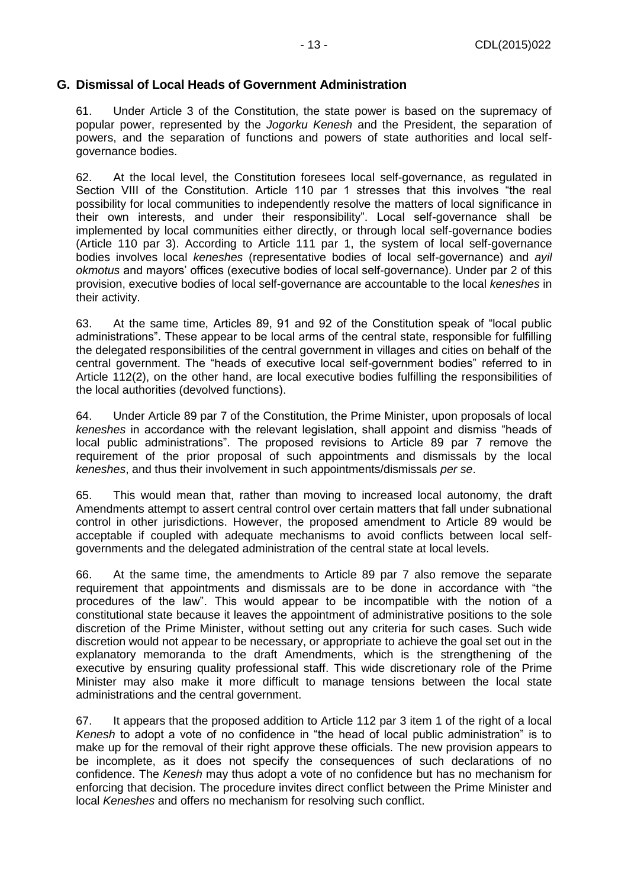## G. Dismissal of Local Heads of Government Administration

61. Under Article 3 of the Constitution, the state power is based on the supremacy of popular power, represented by the *Jogorku Kenesh* and the President, the separation of powers, and the separation of functions and powers of state authorities and local self-governance bodies.

62. At the local level, the Constitution foresees local self-governance, as regulated in Section VIII of the Constitution. Article 110 par 1 stresses that this involves "the real possibility for local communities to independently resolve the matters of local significance in their own interests, and under their responsibility". Local self-governance shall be implemented by local communities either directly, or through local self-governance bodies (Article 110 par 3). According to Article 111 par 1, the system of local self-governance bodies involves local *keneshes* (representative bodies of local self-governance) and *ayil okmotus* and mayors' offices (executive bodies of local self-governance). Under par 2 of this provision, executive bodies of local self-governance are accountable to the local *keneshes* in their activity.

63. At the same time, Articles 89, 91 and 92 of the Constitution speak of "local public administrations". These appear to be local arms of the central state, responsible for fulfilling the delegated responsibilities of the central government in villages and cities on behalf of the central government. The "heads of executive local self-government bodies" referred to in Article 112(2), on the other hand, are local executive bodies fulfilling the responsibilities of the local authorities (devolved functions).

64. Under Article 89 par 7 of the Constitution, the Prime Minister, upon proposals of local *keneshes* in accordance with the relevant legislation, shall appoint and dismiss "heads of local public administrations". The proposed revisions to Article 89 par 7 remove the requirement of the prior proposal of such appointments and dismissals by the local *keneshes*, and thus their involvement in such appointments/dismissals *per se*.

65. This would mean that, rather than moving to increased local autonomy, the draft Amendments attempt to assert central control over certain matters that fall under subnational control in other jurisdictions. However, the proposed amendment to Article 89 would be acceptable if coupled with adequate mechanisms to avoid conflicts between local self-governments and the delegated administration of the central state at local levels.

66. At the same time, the amendments to Article 89 par 7 also remove the separate requirement that appointments and dismissals are to be done in accordance with "the procedures of the law". This would appear to be incompatible with the notion of a constitutional state because it leaves the appointment of administrative positions to the sole discretion of the Prime Minister, without setting out any criteria for such cases. Such wide discretion would not appear to be necessary, or appropriate to achieve the goal set out in the explanatory memoranda to the draft Amendments, which is the strengthening of the executive by ensuring quality professional staff. This wide discretionary role of the Prime Minister may also make it more difficult to manage tensions between the local state administrations and the central government.

67. It appears that the proposed addition to Article 112 par 3 item 1 of the right of a local *Kenesh* to adopt a vote of no confidence in "the head of local public administration" is to make up for the removal of their right approve these officials. The new provision appears to be incomplete, as it does not specify the consequences of such declarations of no confidence. The *Kenesh* may thus adopt a vote of no confidence but has no mechanism for enforcing that decision. The procedure invites direct conflict between the Prime Minister and local *Keneshes* and offers no mechanism for resolving such conflict.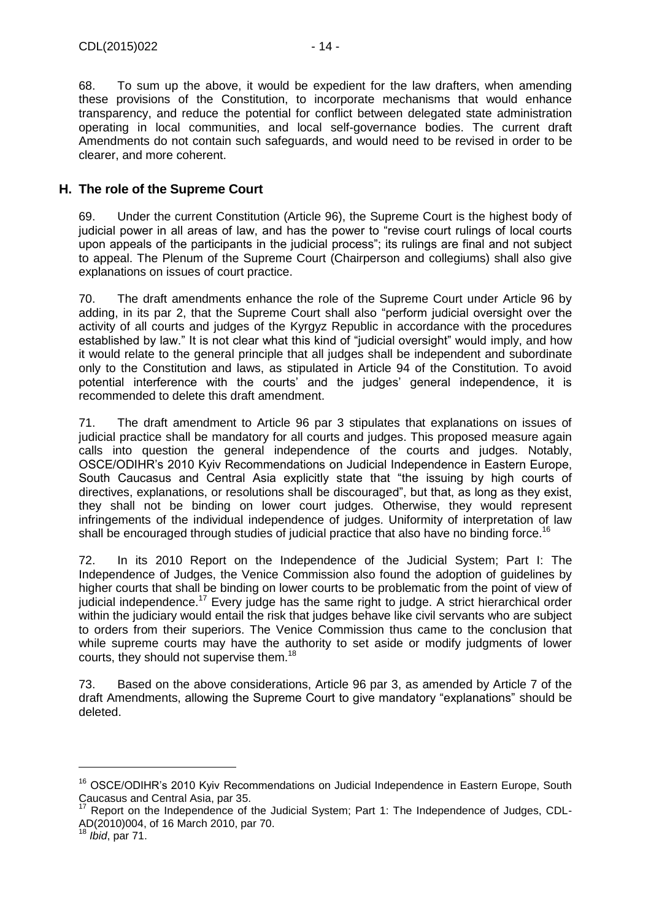68. To sum up the above, it would be expedient for the law drafters, when amending these provisions of the Constitution, to incorporate mechanisms that would enhance transparency, and reduce the potential for conflict between delegated state administration operating in local communities, and local self-governance bodies. The current draft Amendments do not contain such safeguards, and would need to be revised in order to be clearer, and more coherent.

## H. The role of the Supreme Court

69. Under the current Constitution (Article 96), the Supreme Court is the highest body of judicial power in all areas of law, and has the power to "revise court rulings of local courts upon appeals of the participants in the judicial process"; its rulings are final and not subject to appeal. The Plenum of the Supreme Court (Chairperson and collegiums) shall also give explanations on issues of court practice.

70. The draft amendments enhance the role of the Supreme Court under Article 96 by adding, in its par 2, that the Supreme Court shall also "perform judicial oversight over the activity of all courts and judges of the Kyrgyz Republic in accordance with the procedures established by law." It is not clear what this kind of "judicial oversight" would imply, and how it would relate to the general principle that all judges shall be independent and subordinate only to the Constitution and laws, as stipulated in Article 94 of the Constitution. To avoid potential interference with the courts' and the judges' general independence, it is recommended to delete this draft amendment.

71. The draft amendment to Article 96 par 3 stipulates that explanations on issues of judicial practice shall be mandatory for all courts and judges. This proposed measure again calls into question the general independence of the courts and judges. Notably, OSCE/ODIHR's 2010 Kyiv Recommendations on Judicial Independence in Eastern Europe, South Caucasus and Central Asia explicitly state that "the issuing by high courts of directives, explanations, or resolutions shall be discouraged", but that, as long as they exist, they shall not be binding on lower court judges. Otherwise, they would represent infringements of the individual independence of judges. Uniformity of interpretation of law shall be encouraged through studies of judicial practice that also have no binding force.[16]

72. In its 2010 Report on the Independence of the Judicial System; Part I: The Independence of Judges, the Venice Commission also found the adoption of guidelines by higher courts that shall be binding on lower courts to be problematic from the point of view of judicial independence.[17] Every judge has the same right to judge. A strict hierarchical order within the judiciary would entail the risk that judges behave like civil servants who are subject to orders from their superiors. The Venice Commission thus came to the conclusion that while supreme courts may have the authority to set aside or modify judgments of lower courts, they should not supervise them.[18]

73. Based on the above considerations, Article 96 par 3, as amended by Article 7 of the draft Amendments, allowing the Supreme Court to give mandatory "explanations" should be deleted.

---

[16] OSCE/ODIHR's 2010 Kyiv Recommendations on Judicial Independence in Eastern Europe, South Caucasus and Central Asia, par 35.

[17] Report on the Independence of the Judicial System; Part 1: The Independence of Judges, CDL-AD(2010)004, of 16 March 2010, par 70.

[18] *Ibid*, par 71.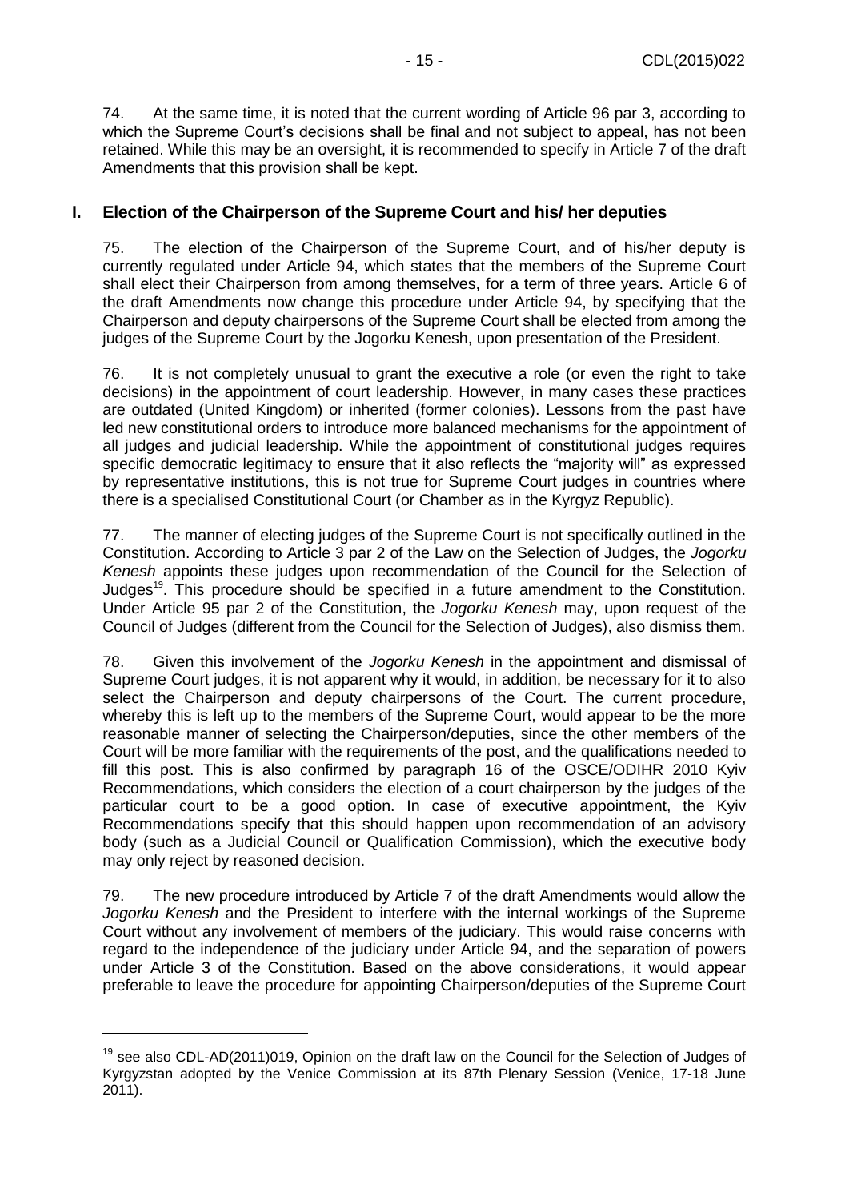74. At the same time, it is noted that the current wording of Article 96 par 3, according to which the Supreme Court's decisions shall be final and not subject to appeal, has not been retained. While this may be an oversight, it is recommended to specify in Article 7 of the draft Amendments that this provision shall be kept.

## I. Election of the Chairperson of the Supreme Court and his/ her deputies

75. The election of the Chairperson of the Supreme Court, and of his/her deputy is currently regulated under Article 94, which states that the members of the Supreme Court shall elect their Chairperson from among themselves, for a term of three years. Article 6 of the draft Amendments now change this procedure under Article 94, by specifying that the Chairperson and deputy chairpersons of the Supreme Court shall be elected from among the judges of the Supreme Court by the Jogorku Kenesh, upon presentation of the President.

76. It is not completely unusual to grant the executive a role (or even the right to take decisions) in the appointment of court leadership. However, in many cases these practices are outdated (United Kingdom) or inherited (former colonies). Lessons from the past have led new constitutional orders to introduce more balanced mechanisms for the appointment of all judges and judicial leadership. While the appointment of constitutional judges requires specific democratic legitimacy to ensure that it also reflects the "majority will" as expressed by representative institutions, this is not true for Supreme Court judges in countries where there is a specialised Constitutional Court (or Chamber as in the Kyrgyz Republic).

77. The manner of electing judges of the Supreme Court is not specifically outlined in the Constitution. According to Article 3 par 2 of the Law on the Selection of Judges, the *Jogorku Kenesh* appoints these judges upon recommendation of the Council for the Selection of Judges[19]. This procedure should be specified in a future amendment to the Constitution. Under Article 95 par 2 of the Constitution, the *Jogorku Kenesh* may, upon request of the Council of Judges (different from the Council for the Selection of Judges), also dismiss them.

78. Given this involvement of the *Jogorku Kenesh* in the appointment and dismissal of Supreme Court judges, it is not apparent why it would, in addition, be necessary for it to also select the Chairperson and deputy chairpersons of the Court. The current procedure, whereby this is left up to the members of the Supreme Court, would appear to be the more reasonable manner of selecting the Chairperson/deputies, since the other members of the Court will be more familiar with the requirements of the post, and the qualifications needed to fill this post. This is also confirmed by paragraph 16 of the OSCE/ODIHR 2010 Kyiv Recommendations, which considers the election of a court chairperson by the judges of the particular court to be a good option. In case of executive appointment, the Kyiv Recommendations specify that this should happen upon recommendation of an advisory body (such as a Judicial Council or Qualification Commission), which the executive body may only reject by reasoned decision.

79. The new procedure introduced by Article 7 of the draft Amendments would allow the *Jogorku Kenesh* and the President to interfere with the internal workings of the Supreme Court without any involvement of members of the judiciary. This would raise concerns with regard to the independence of the judiciary under Article 94, and the separation of powers under Article 3 of the Constitution. Based on the above considerations, it would appear preferable to leave the procedure for appointing Chairperson/deputies of the Supreme Court

---

[19] see also CDL-AD(2011)019, Opinion on the draft law on the Council for the Selection of Judges of Kyrgyzstan adopted by the Venice Commission at its 87th Plenary Session (Venice, 17-18 June 2011).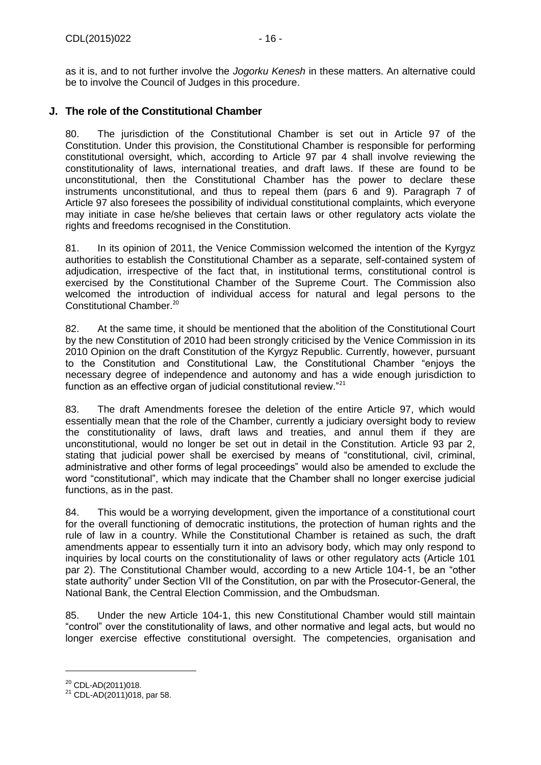as it is, and to not further involve the *Jogorku Kenesh* in these matters. An alternative could be to involve the Council of Judges in this procedure.

## J. The role of the Constitutional Chamber

80. The jurisdiction of the Constitutional Chamber is set out in Article 97 of the Constitution. Under this provision, the Constitutional Chamber is responsible for performing constitutional oversight, which, according to Article 97 par 4 shall involve reviewing the constitutionality of laws, international treaties, and draft laws. If these are found to be unconstitutional, then the Constitutional Chamber has the power to declare these instruments unconstitutional, and thus to repeal them (pars 6 and 9). Paragraph 7 of Article 97 also foresees the possibility of individual constitutional complaints, which everyone may initiate in case he/she believes that certain laws or other regulatory acts violate the rights and freedoms recognised in the Constitution.

81. In its opinion of 2011, the Venice Commission welcomed the intention of the Kyrgyz authorities to establish the Constitutional Chamber as a separate, self-contained system of adjudication, irrespective of the fact that, in institutional terms, constitutional control is exercised by the Constitutional Chamber of the Supreme Court. The Commission also welcomed the introduction of individual access for natural and legal persons to the Constitutional Chamber.[20]

82. At the same time, it should be mentioned that the abolition of the Constitutional Court by the new Constitution of 2010 had been strongly criticised by the Venice Commission in its 2010 Opinion on the draft Constitution of the Kyrgyz Republic. Currently, however, pursuant to the Constitution and Constitutional Law, the Constitutional Chamber "enjoys the necessary degree of independence and autonomy and has a wide enough jurisdiction to function as an effective organ of judicial constitutional review."[21]

83. The draft Amendments foresee the deletion of the entire Article 97, which would essentially mean that the role of the Chamber, currently a judiciary oversight body to review the constitutionality of laws, draft laws and treaties, and annul them if they are unconstitutional, would no longer be set out in detail in the Constitution. Article 93 par 2, stating that judicial power shall be exercised by means of "constitutional, civil, criminal, administrative and other forms of legal proceedings" would also be amended to exclude the word "constitutional", which may indicate that the Chamber shall no longer exercise judicial functions, as in the past.

84. This would be a worrying development, given the importance of a constitutional court for the overall functioning of democratic institutions, the protection of human rights and the rule of law in a country. While the Constitutional Chamber is retained as such, the draft amendments appear to essentially turn it into an advisory body, which may only respond to inquiries by local courts on the constitutionality of laws or other regulatory acts (Article 101 par 2). The Constitutional Chamber would, according to a new Article 104-1, be an "other state authority" under Section VII of the Constitution, on par with the Prosecutor-General, the National Bank, the Central Election Commission, and the Ombudsman.

85. Under the new Article 104-1, this new Constitutional Chamber would still maintain "control" over the constitutionality of laws, and other normative and legal acts, but would no longer exercise effective constitutional oversight. The competencies, organisation and

---

[20] CDL-AD(2011)018.

[21] CDL-AD(2011)018, par 58.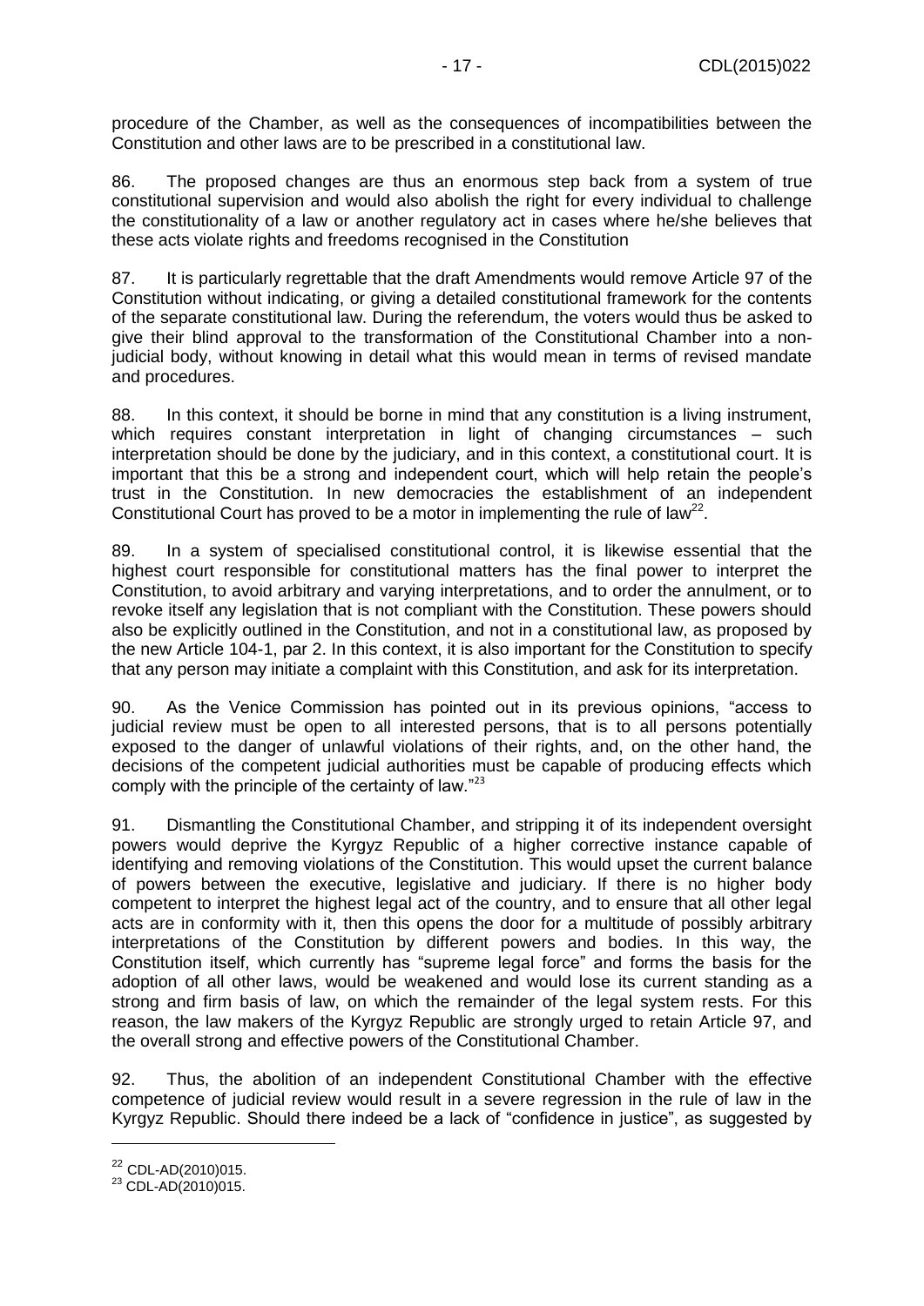procedure of the Chamber, as well as the consequences of incompatibilities between the Constitution and other laws are to be prescribed in a constitutional law.

86. The proposed changes are thus an enormous step back from a system of true constitutional supervision and would also abolish the right for every individual to challenge the constitutionality of a law or another regulatory act in cases where he/she believes that these acts violate rights and freedoms recognised in the Constitution

87. It is particularly regrettable that the draft Amendments would remove Article 97 of the Constitution without indicating, or giving a detailed constitutional framework for the contents of the separate constitutional law. During the referendum, the voters would thus be asked to give their blind approval to the transformation of the Constitutional Chamber into a non-judicial body, without knowing in detail what this would mean in terms of revised mandate and procedures.

88. In this context, it should be borne in mind that any constitution is a living instrument, which requires constant interpretation in light of changing circumstances – such interpretation should be done by the judiciary, and in this context, a constitutional court. It is important that this be a strong and independent court, which will help retain the people's trust in the Constitution. In new democracies the establishment of an independent Constitutional Court has proved to be a motor in implementing the rule of law[22].

89. In a system of specialised constitutional control, it is likewise essential that the highest court responsible for constitutional matters has the final power to interpret the Constitution, to avoid arbitrary and varying interpretations, and to order the annulment, or to revoke itself any legislation that is not compliant with the Constitution. These powers should also be explicitly outlined in the Constitution, and not in a constitutional law, as proposed by the new Article 104-1, par 2. In this context, it is also important for the Constitution to specify that any person may initiate a complaint with this Constitution, and ask for its interpretation.

90. As the Venice Commission has pointed out in its previous opinions, "access to judicial review must be open to all interested persons, that is to all persons potentially exposed to the danger of unlawful violations of their rights, and, on the other hand, the decisions of the competent judicial authorities must be capable of producing effects which comply with the principle of the certainty of law."[23]

91. Dismantling the Constitutional Chamber, and stripping it of its independent oversight powers would deprive the Kyrgyz Republic of a higher corrective instance capable of identifying and removing violations of the Constitution. This would upset the current balance of powers between the executive, legislative and judiciary. If there is no higher body competent to interpret the highest legal act of the country, and to ensure that all other legal acts are in conformity with it, then this opens the door for a multitude of possibly arbitrary interpretations of the Constitution by different powers and bodies. In this way, the Constitution itself, which currently has "supreme legal force" and forms the basis for the adoption of all other laws, would be weakened and would lose its current standing as a strong and firm basis of law, on which the remainder of the legal system rests. For this reason, the law makers of the Kyrgyz Republic are strongly urged to retain Article 97, and the overall strong and effective powers of the Constitutional Chamber.

92. Thus, the abolition of an independent Constitutional Chamber with the effective competence of judicial review would result in a severe regression in the rule of law in the Kyrgyz Republic. Should there indeed be a lack of "confidence in justice", as suggested by

---

[22] CDL-AD(2010)015.

[23] CDL-AD(2010)015.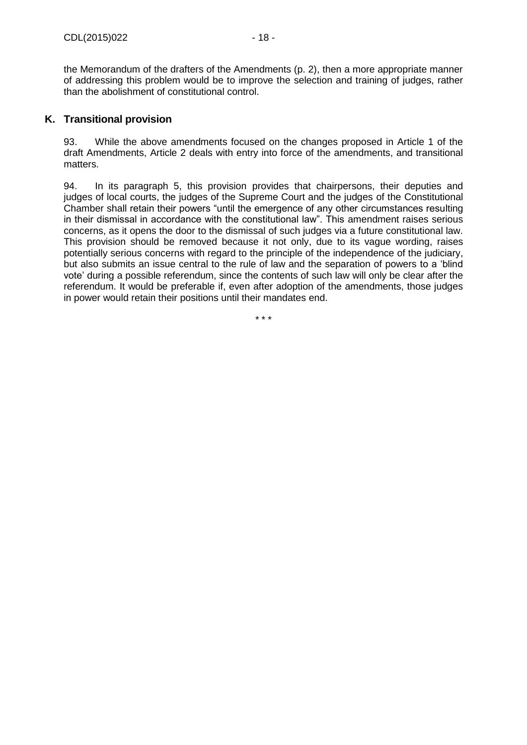the Memorandum of the drafters of the Amendments (p. 2), then a more appropriate manner of addressing this problem would be to improve the selection and training of judges, rather than the abolishment of constitutional control.

## K. Transitional provision

93. While the above amendments focused on the changes proposed in Article 1 of the draft Amendments, Article 2 deals with entry into force of the amendments, and transitional matters.

94. In its paragraph 5, this provision provides that chairpersons, their deputies and judges of local courts, the judges of the Supreme Court and the judges of the Constitutional Chamber shall retain their powers "until the emergence of any other circumstances resulting in their dismissal in accordance with the constitutional law". This amendment raises serious concerns, as it opens the door to the dismissal of such judges via a future constitutional law. This provision should be removed because it not only, due to its vague wording, raises potentially serious concerns with regard to the principle of the independence of the judiciary, but also submits an issue central to the rule of law and the separation of powers to a 'blind vote' during a possible referendum, since the contents of such law will only be clear after the referendum. It would be preferable if, even after adoption of the amendments, those judges in power would retain their positions until their mandates end.

\* \* \*